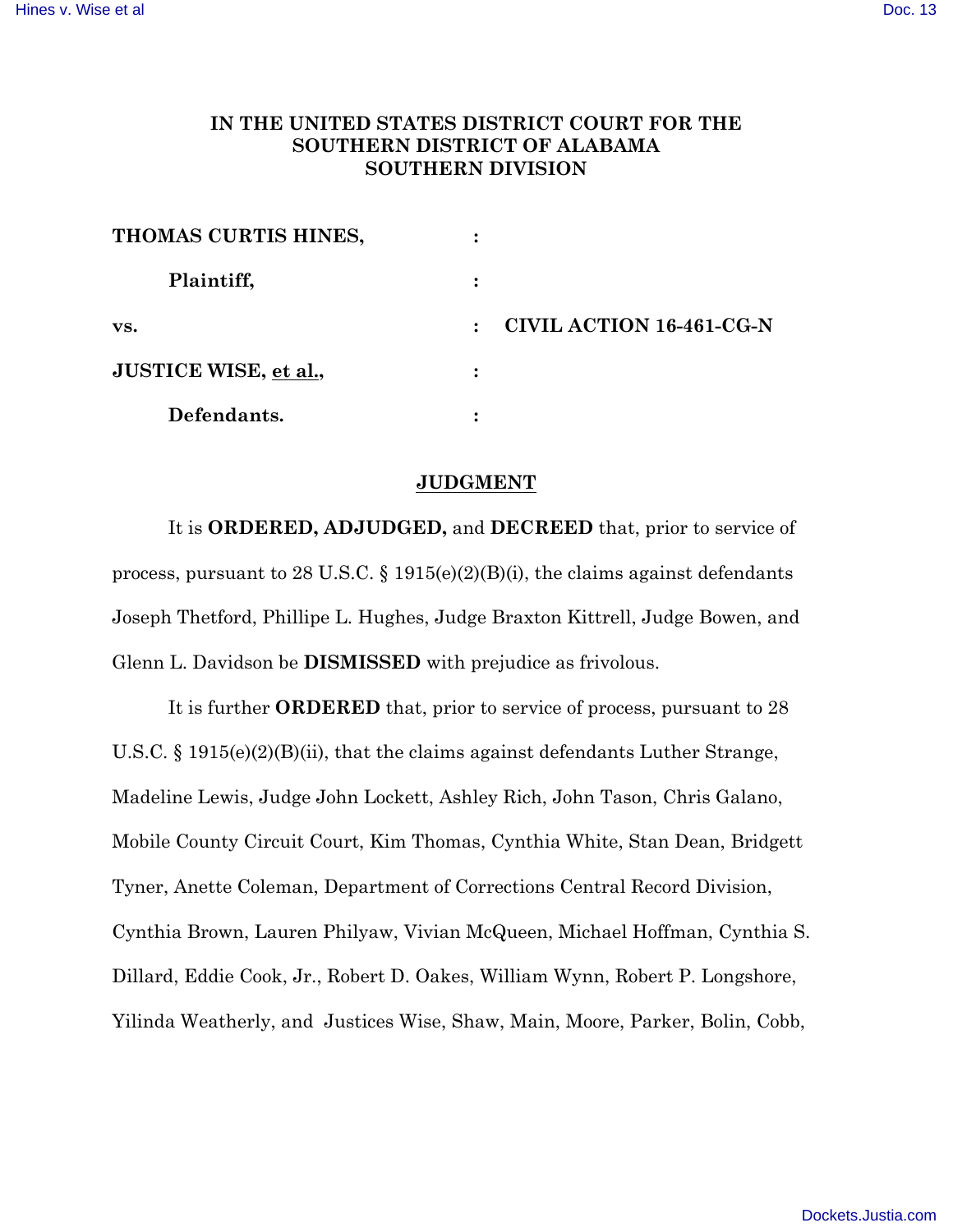**IN THE UNITED STATES DISTRICT COURT FOR THE SOUTHERN DISTRICT OF ALABAMA SOUTHERN DIVISION**

| | | |
|---|---|---|
| **THOMAS CURTIS HINES,** | : | |
| **Plaintiff,** | : | |
| **vs.** | : | **CIVIL ACTION 16-461-CG-N** |
| **JUSTICE WISE, et al.,** | : | |
| **Defendants.** | : | |

## JUDGMENT

It is **ORDERED, ADJUDGED,** and **DECREED** that, prior to service of process, pursuant to 28 U.S.C. § 1915(e)(2)(B)(i), the claims against defendants Joseph Thetford, Phillipe L. Hughes, Judge Braxton Kittrell, Judge Bowen, and Glenn L. Davidson be **DISMISSED** with prejudice as frivolous.

It is further **ORDERED** that, prior to service of process, pursuant to 28 U.S.C. § 1915(e)(2)(B)(ii), that the claims against defendants Luther Strange, Madeline Lewis, Judge John Lockett, Ashley Rich, John Tason, Chris Galano, Mobile County Circuit Court, Kim Thomas, Cynthia White, Stan Dean, Bridgett Tyner, Anette Coleman, Department of Corrections Central Record Division, Cynthia Brown, Lauren Philyaw, Vivian McQueen, Michael Hoffman, Cynthia S. Dillard, Eddie Cook, Jr., Robert D. Oakes, William Wynn, Robert P. Longshore, Yilinda Weatherly, and Justices Wise, Shaw, Main, Moore, Parker, Bolin, Cobb,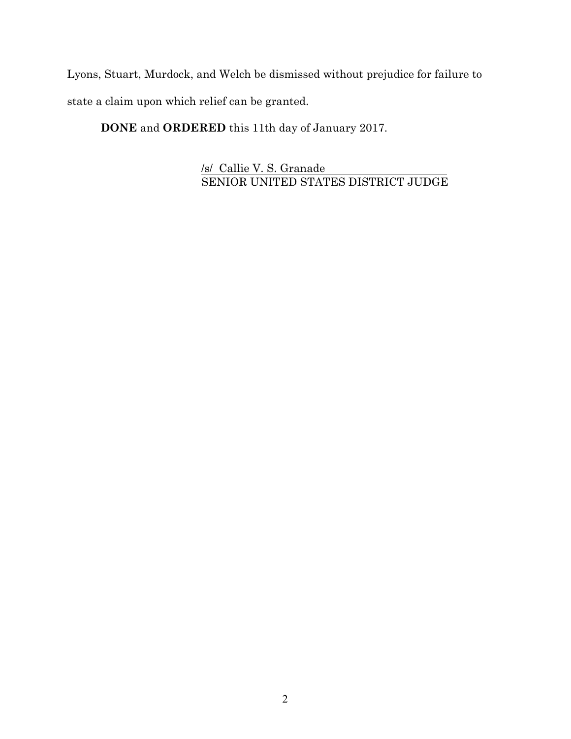Lyons, Stuart, Murdock, and Welch be dismissed without prejudice for failure to state a claim upon which relief can be granted.

**DONE** and **ORDERED** this 11th day of January 2017.

/s/ Callie V. S. Granade
SENIOR UNITED STATES DISTRICT JUDGE